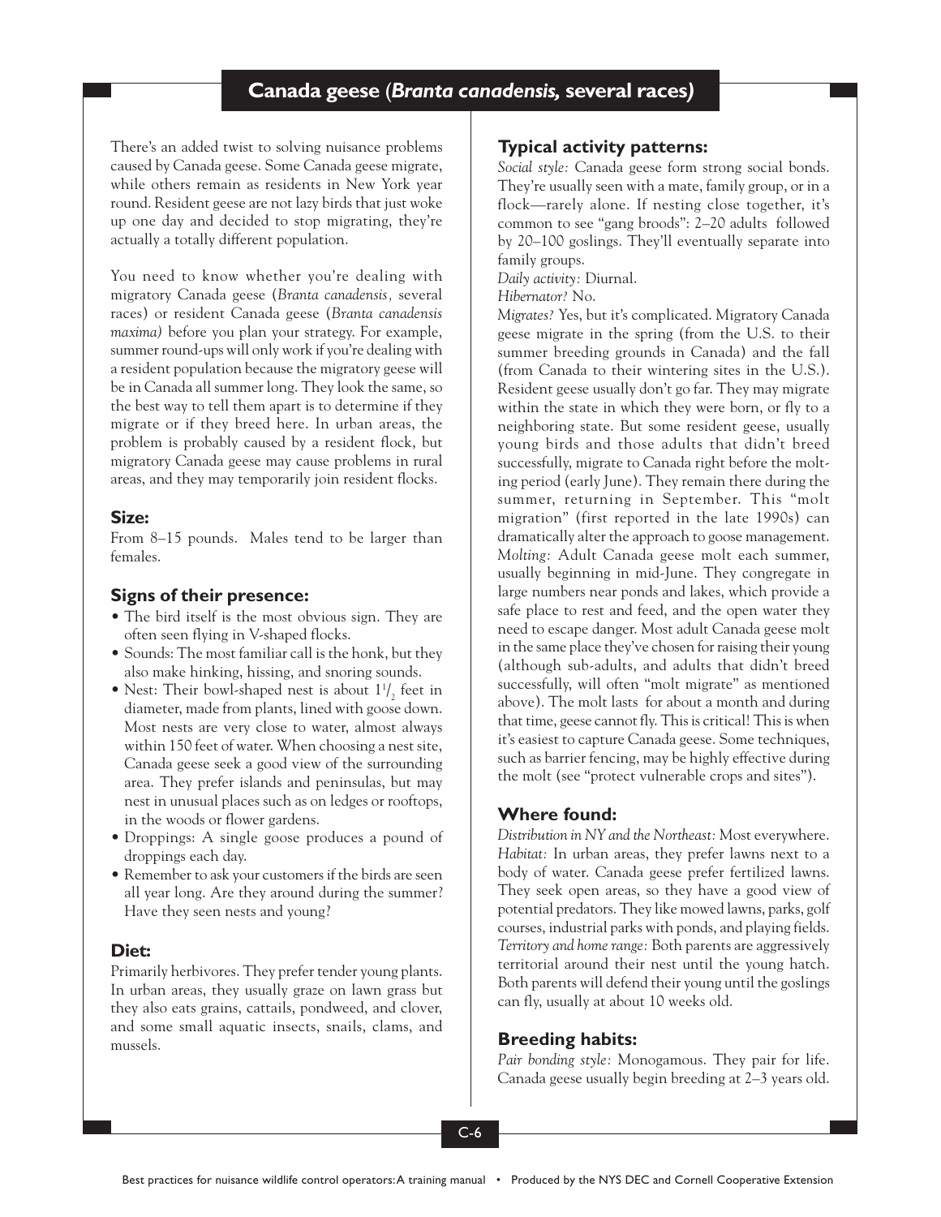# Canada geese (*Branta canadensis,* several races)

There's an added twist to solving nuisance problems caused by Canada geese. Some Canada geese migrate, while others remain as residents in New York year round. Resident geese are not lazy birds that just woke up one day and decided to stop migrating, they're actually a totally different population.

You need to know whether you're dealing with migratory Canada geese (*Branta canadensis,* several races) or resident Canada geese (*Branta canadensis maxima)* before you plan your strategy. For example, summer round-ups will only work if you're dealing with a resident population because the migratory geese will be in Canada all summer long. They look the same, so the best way to tell them apart is to determine if they migrate or if they breed here. In urban areas, the problem is probably caused by a resident flock, but migratory Canada geese may cause problems in rural areas, and they may temporarily join resident flocks.

## Size:

From 8–15 pounds. Males tend to be larger than females.

## Signs of their presence:

- The bird itself is the most obvious sign. They are often seen flying in V-shaped flocks.
- Sounds: The most familiar call is the honk, but they also make hinking, hissing, and snoring sounds.
- Nest: Their bowl-shaped nest is about $1\frac{1}{2}$ feet in diameter, made from plants, lined with goose down. Most nests are very close to water, almost always within 150 feet of water. When choosing a nest site, Canada geese seek a good view of the surrounding area. They prefer islands and peninsulas, but may nest in unusual places such as on ledges or rooftops, in the woods or flower gardens.
- Droppings: A single goose produces a pound of droppings each day.
- Remember to ask your customers if the birds are seen all year long. Are they around during the summer? Have they seen nests and young?

## Diet:

Primarily herbivores. They prefer tender young plants. In urban areas, they usually graze on lawn grass but they also eats grains, cattails, pondweed, and clover, and some small aquatic insects, snails, clams, and mussels.

## Typical activity patterns:

*Social style:* Canada geese form strong social bonds. They're usually seen with a mate, family group, or in a flock—rarely alone. If nesting close together, it's common to see "gang broods": 2–20 adults followed by 20–100 goslings. They'll eventually separate into family groups.

*Daily activity:* Diurnal.

*Hibernator?* No.

*Migrates?* Yes, but it's complicated. Migratory Canada geese migrate in the spring (from the U.S. to their summer breeding grounds in Canada) and the fall (from Canada to their wintering sites in the U.S.). Resident geese usually don't go far. They may migrate within the state in which they were born, or fly to a neighboring state. But some resident geese, usually young birds and those adults that didn't breed successfully, migrate to Canada right before the molting period (early June). They remain there during the summer, returning in September. This "molt migration" (first reported in the late 1990s) can dramatically alter the approach to goose management.

*Molting:* Adult Canada geese molt each summer, usually beginning in mid-June. They congregate in large numbers near ponds and lakes, which provide a safe place to rest and feed, and the open water they need to escape danger. Most adult Canada geese molt in the same place they've chosen for raising their young (although sub-adults, and adults that didn't breed successfully, will often "molt migrate" as mentioned above). The molt lasts for about a month and during that time, geese cannot fly. This is critical! This is when it's easiest to capture Canada geese. Some techniques, such as barrier fencing, may be highly effective during the molt (see "protect vulnerable crops and sites").

## Where found:

*Distribution in NY and the Northeast:* Most everywhere.

*Habitat:* In urban areas, they prefer lawns next to a body of water. Canada geese prefer fertilized lawns. They seek open areas, so they have a good view of potential predators. They like mowed lawns, parks, golf courses, industrial parks with ponds, and playing fields.

*Territory and home range:* Both parents are aggressively territorial around their nest until the young hatch. Both parents will defend their young until the goslings can fly, usually at about 10 weeks old.

## Breeding habits:

*Pair bonding style:* Monogamous. They pair for life. Canada geese usually begin breeding at 2–3 years old.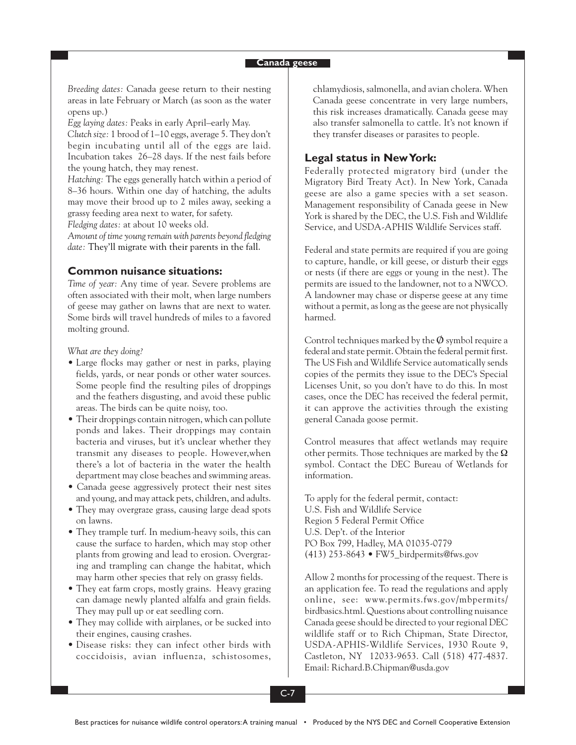*Breeding dates:* Canada geese return to their nesting areas in late February or March (as soon as the water opens up.)

*Egg laying dates:* Peaks in early April–early May.

*Clutch size:* 1 brood of 1–10 eggs, average 5. They don't begin incubating until all of the eggs are laid. Incubation takes 26–28 days. If the nest fails before the young hatch, they may renest.

*Hatching:* The eggs generally hatch within a period of 8–36 hours. Within one day of hatching, the adults may move their brood up to 2 miles away, seeking a grassy feeding area next to water, for safety.

*Fledging dates:* at about 10 weeks old.

*Amount of time young remain with parents beyond fledging date:* They'll migrate with their parents in the fall.

## Common nuisance situations:

*Time of year:* Any time of year. Severe problems are often associated with their molt, when large numbers of geese may gather on lawns that are next to water. Some birds will travel hundreds of miles to a favored molting ground.

*What are they doing?*

- Large flocks may gather or nest in parks, playing fields, yards, or near ponds or other water sources. Some people find the resulting piles of droppings and the feathers disgusting, and avoid these public areas. The birds can be quite noisy, too.
- Their droppings contain nitrogen, which can pollute ponds and lakes. Their droppings may contain bacteria and viruses, but it's unclear whether they transmit any diseases to people. However,when there's a lot of bacteria in the water the health department may close beaches and swimming areas.
- Canada geese aggressively protect their nest sites and young, and may attack pets, children, and adults.
- They may overgraze grass, causing large dead spots on lawns.
- They trample turf. In medium-heavy soils, this can cause the surface to harden, which may stop other plants from growing and lead to erosion. Overgrazing and trampling can change the habitat, which may harm other species that rely on grassy fields.
- They eat farm crops, mostly grains. Heavy grazing can damage newly planted alfalfa and grain fields. They may pull up or eat seedling corn.
- They may collide with airplanes, or be sucked into their engines, causing crashes.
- Disease risks: they can infect other birds with coccidoisis, avian influenza, schistosomes, chlamydiosis, salmonella, and avian cholera. When Canada geese concentrate in very large numbers, this risk increases dramatically. Canada geese may also transfer salmonella to cattle. It's not known if they transfer diseases or parasites to people.

## Legal status in New York:

Federally protected migratory bird (under the Migratory Bird Treaty Act). In New York, Canada geese are also a game species with a set season. Management responsibility of Canada geese in New York is shared by the DEC, the U.S. Fish and Wildlife Service, and USDA-APHIS Wildlife Services staff.

Federal and state permits are required if you are going to capture, handle, or kill geese, or disturb their eggs or nests (if there are eggs or young in the nest). The permits are issued to the landowner, not to a NWCO. A landowner may chase or disperse geese at any time without a permit, as long as the geese are not physically harmed.

Control techniques marked by the Ø symbol require a federal and state permit. Obtain the federal permit first. The US Fish and Wildlife Service automatically sends copies of the permits they issue to the DEC's Special Licenses Unit, so you don't have to do this. In most cases, once the DEC has received the federal permit, it can approve the activities through the existing general Canada goose permit.

Control measures that affect wetlands may require other permits. Those techniques are marked by the Ω symbol. Contact the DEC Bureau of Wetlands for information.

To apply for the federal permit, contact:
U.S. Fish and Wildlife Service
Region 5 Federal Permit Office
U.S. Dep't. of the Interior
PO Box 799, Hadley, MA 01035-0779
(413) 253-8643 • FW5_birdpermits@fws.gov

Allow 2 months for processing of the request. There is an application fee. To read the regulations and apply online, see: www.permits.fws.gov/mbpermits/birdbasics.html. Questions about controlling nuisance Canada geese should be directed to your regional DEC wildlife staff or to Rich Chipman, State Director, USDA-APHIS-Wildlife Services, 1930 Route 9, Castleton, NY 12033-9653. Call (518) 477-4837. Email: Richard.B.Chipman@usda.gov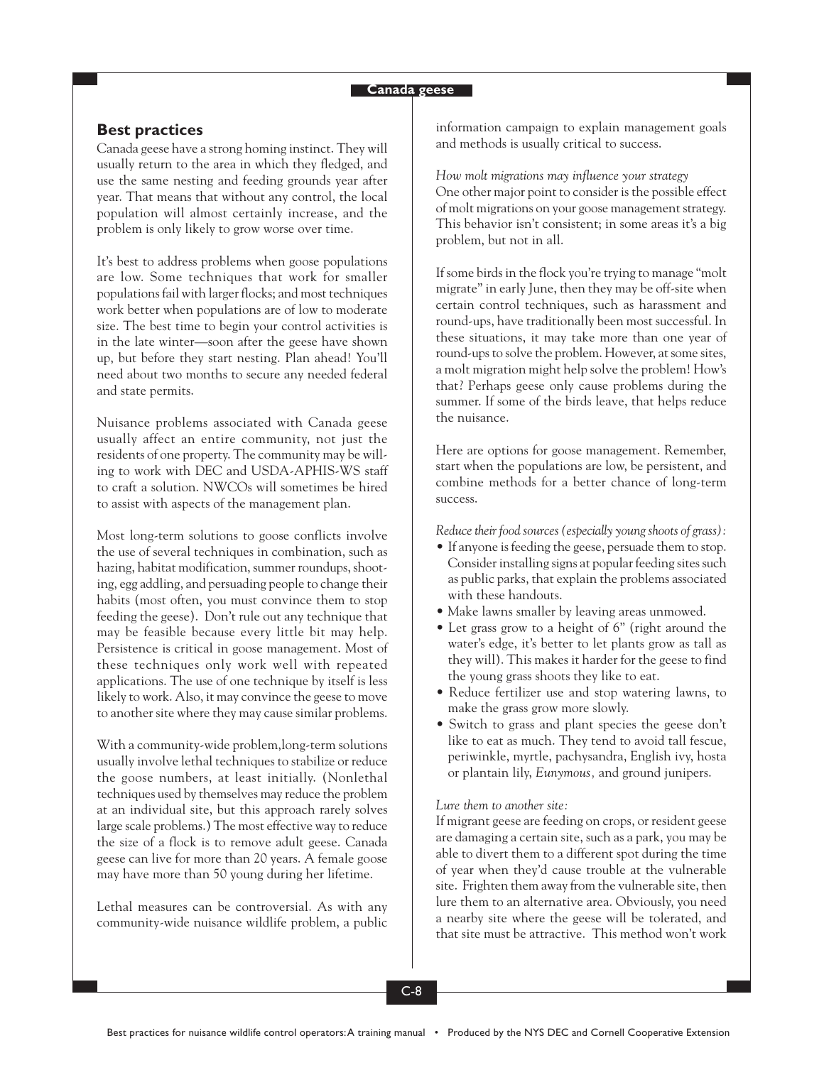## Best practices

Canada geese have a strong homing instinct. They will usually return to the area in which they fledged, and use the same nesting and feeding grounds year after year. That means that without any control, the local population will almost certainly increase, and the problem is only likely to grow worse over time.

It's best to address problems when goose populations are low. Some techniques that work for smaller populations fail with larger flocks; and most techniques work better when populations are of low to moderate size. The best time to begin your control activities is in the late winter—soon after the geese have shown up, but before they start nesting. Plan ahead! You'll need about two months to secure any needed federal and state permits.

Nuisance problems associated with Canada geese usually affect an entire community, not just the residents of one property. The community may be willing to work with DEC and USDA-APHIS-WS staff to craft a solution. NWCOs will sometimes be hired to assist with aspects of the management plan.

Most long-term solutions to goose conflicts involve the use of several techniques in combination, such as hazing, habitat modification, summer roundups, shooting, egg addling, and persuading people to change their habits (most often, you must convince them to stop feeding the geese). Don't rule out any technique that may be feasible because every little bit may help. Persistence is critical in goose management. Most of these techniques only work well with repeated applications. The use of one technique by itself is less likely to work. Also, it may convince the geese to move to another site where they may cause similar problems.

With a community-wide problem,long-term solutions usually involve lethal techniques to stabilize or reduce the goose numbers, at least initially. (Nonlethal techniques used by themselves may reduce the problem at an individual site, but this approach rarely solves large scale problems.) The most effective way to reduce the size of a flock is to remove adult geese. Canada geese can live for more than 20 years. A female goose may have more than 50 young during her lifetime.

Lethal measures can be controversial. As with any community-wide nuisance wildlife problem, a public information campaign to explain management goals and methods is usually critical to success.

*How molt migrations may influence your strategy*

One other major point to consider is the possible effect of molt migrations on your goose management strategy. This behavior isn't consistent; in some areas it's a big problem, but not in all.

If some birds in the flock you're trying to manage "molt migrate" in early June, then they may be off-site when certain control techniques, such as harassment and round-ups, have traditionally been most successful. In these situations, it may take more than one year of round-ups to solve the problem. However, at some sites, a molt migration might help solve the problem! How's that? Perhaps geese only cause problems during the summer. If some of the birds leave, that helps reduce the nuisance.

Here are options for goose management. Remember, start when the populations are low, be persistent, and combine methods for a better chance of long-term success.

*Reduce their food sources (especially young shoots of grass):*

- If anyone is feeding the geese, persuade them to stop. Consider installing signs at popular feeding sites such as public parks, that explain the problems associated with these handouts.
- Make lawns smaller by leaving areas unmowed.
- Let grass grow to a height of 6" (right around the water's edge, it's better to let plants grow as tall as they will). This makes it harder for the geese to find the young grass shoots they like to eat.
- Reduce fertilizer use and stop watering lawns, to make the grass grow more slowly.
- Switch to grass and plant species the geese don't like to eat as much. They tend to avoid tall fescue, periwinkle, myrtle, pachysandra, English ivy, hosta or plantain lily, *Eunymous,* and ground junipers.

*Lure them to another site:*

If migrant geese are feeding on crops, or resident geese are damaging a certain site, such as a park, you may be able to divert them to a different spot during the time of year when they'd cause trouble at the vulnerable site. Frighten them away from the vulnerable site, then lure them to an alternative area. Obviously, you need a nearby site where the geese will be tolerated, and that site must be attractive. This method won't work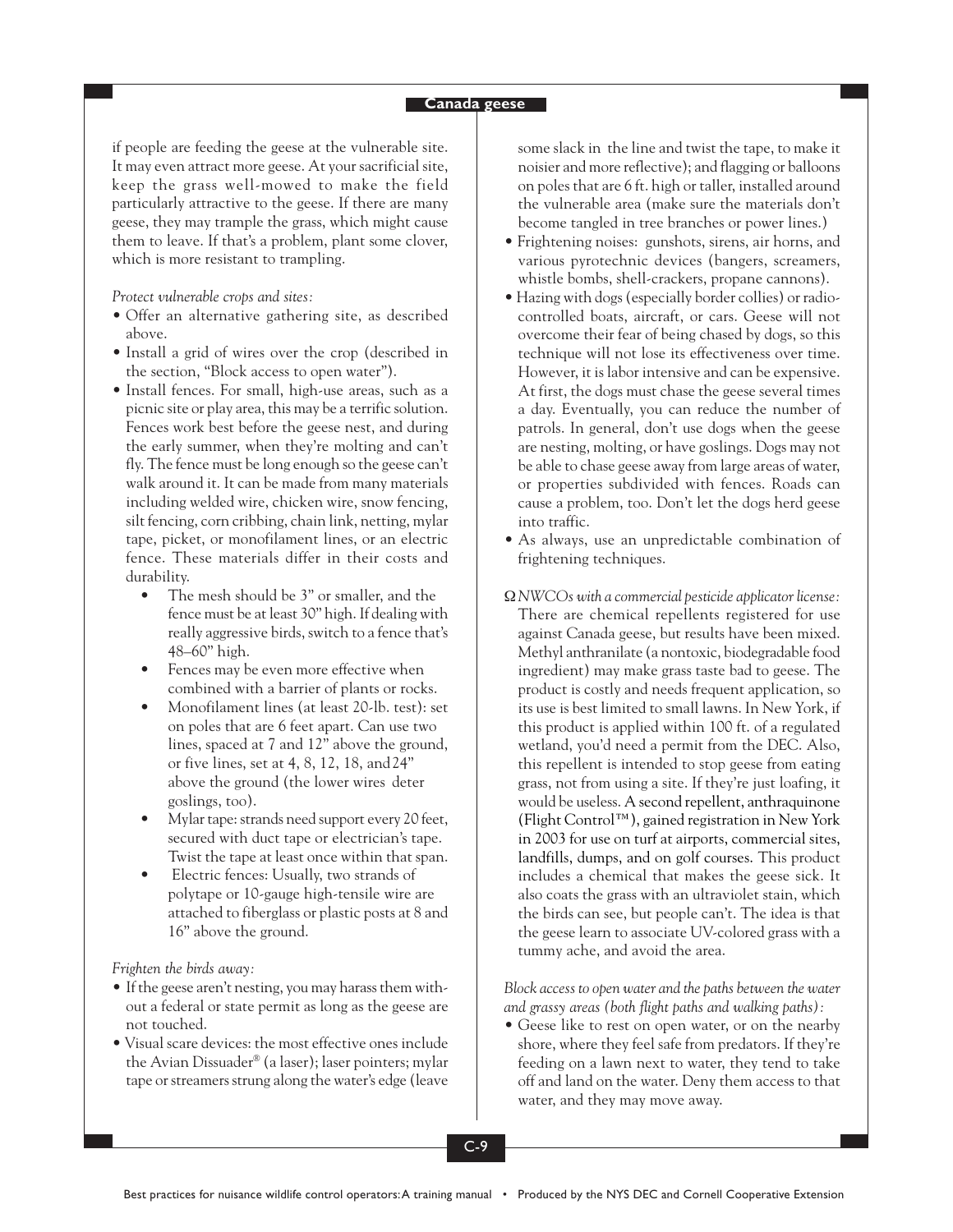if people are feeding the geese at the vulnerable site. It may even attract more geese. At your sacrificial site, keep the grass well-mowed to make the field particularly attractive to the geese. If there are many geese, they may trample the grass, which might cause them to leave. If that's a problem, plant some clover, which is more resistant to trampling.

*Protect vulnerable crops and sites:*

- Offer an alternative gathering site, as described above.
- Install a grid of wires over the crop (described in the section, "Block access to open water").
- Install fences. For small, high-use areas, such as a picnic site or play area, this may be a terrific solution. Fences work best before the geese nest, and during the early summer, when they're molting and can't fly. The fence must be long enough so the geese can't walk around it. It can be made from many materials including welded wire, chicken wire, snow fencing, silt fencing, corn cribbing, chain link, netting, mylar tape, picket, or monofilament lines, or an electric fence. These materials differ in their costs and durability.
  - The mesh should be 3" or smaller, and the fence must be at least 30" high. If dealing with really aggressive birds, switch to a fence that's 48–60" high.
  - Fences may be even more effective when combined with a barrier of plants or rocks.
  - Monofilament lines (at least 20-lb. test): set on poles that are 6 feet apart. Can use two lines, spaced at 7 and 12" above the ground, or five lines, set at 4, 8, 12, 18, and 24" above the ground (the lower wires deter goslings, too).
  - Mylar tape: strands need support every 20 feet, secured with duct tape or electrician's tape. Twist the tape at least once within that span.
  - Electric fences: Usually, two strands of polytape or 10-gauge high-tensile wire are attached to fiberglass or plastic posts at 8 and 16" above the ground.

*Frighten the birds away:*

- If the geese aren't nesting, you may harass them without a federal or state permit as long as the geese are not touched.
- Visual scare devices: the most effective ones include the Avian Dissuader® (a laser); laser pointers; mylar tape or streamers strung along the water's edge (leave some slack in the line and twist the tape, to make it noisier and more reflective); and flagging or balloons on poles that are 6 ft. high or taller, installed around the vulnerable area (make sure the materials don't become tangled in tree branches or power lines.)
- Frightening noises: gunshots, sirens, air horns, and various pyrotechnic devices (bangers, screamers, whistle bombs, shell-crackers, propane cannons).
- Hazing with dogs (especially border collies) or radio-controlled boats, aircraft, or cars. Geese will not overcome their fear of being chased by dogs, so this technique will not lose its effectiveness over time. However, it is labor intensive and can be expensive. At first, the dogs must chase the geese several times a day. Eventually, you can reduce the number of patrols. In general, don't use dogs when the geese are nesting, molting, or have goslings. Dogs may not be able to chase geese away from large areas of water, or properties subdivided with fences. Roads can cause a problem, too. Don't let the dogs herd geese into traffic.
- As always, use an unpredictable combination of frightening techniques.

Ω *NWCOs with a commercial pesticide applicator license:* There are chemical repellents registered for use against Canada geese, but results have been mixed. Methyl anthranilate (a nontoxic, biodegradable food ingredient) may make grass taste bad to geese. The product is costly and needs frequent application, so its use is best limited to small lawns. In New York, if this product is applied within 100 ft. of a regulated wetland, you'd need a permit from the DEC. Also, this repellent is intended to stop geese from eating grass, not from using a site. If they're just loafing, it would be useless. A second repellent, anthraquinone (Flight Control™), gained registration in New York in 2003 for use on turf at airports, commercial sites, landfills, dumps, and on golf courses. This product includes a chemical that makes the geese sick. It also coats the grass with an ultraviolet stain, which the birds can see, but people can't. The idea is that the geese learn to associate UV-colored grass with a tummy ache, and avoid the area.

*Block access to open water and the paths between the water and grassy areas (both flight paths and walking paths):*

- Geese like to rest on open water, or on the nearby shore, where they feel safe from predators. If they're feeding on a lawn next to water, they tend to take off and land on the water. Deny them access to that water, and they may move away.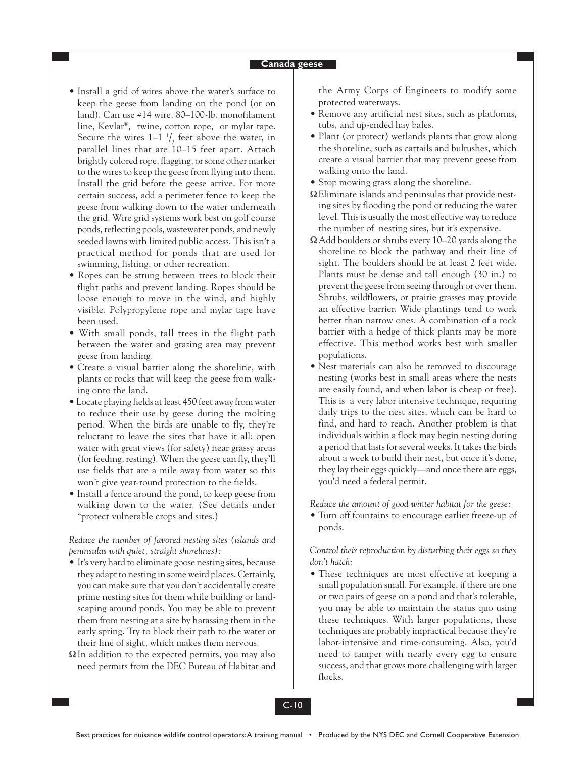- Install a grid of wires above the water's surface to keep the geese from landing on the pond (or on land). Can use #14 wire, 80–100-lb. monofilament line, Kevlar®, twine, cotton rope, or mylar tape. Secure the wires 1–1 $^1/_2$ feet above the water, in parallel lines that are 10–15 feet apart. Attach brightly colored rope, flagging, or some other marker to the wires to keep the geese from flying into them. Install the grid before the geese arrive. For more certain success, add a perimeter fence to keep the geese from walking down to the water underneath the grid. Wire grid systems work best on golf course ponds, reflecting pools, wastewater ponds, and newly seeded lawns with limited public access. This isn't a practical method for ponds that are used for swimming, fishing, or other recreation.
- Ropes can be strung between trees to block their flight paths and prevent landing. Ropes should be loose enough to move in the wind, and highly visible. Polypropylene rope and mylar tape have been used.
- With small ponds, tall trees in the flight path between the water and grazing area may prevent geese from landing.
- Create a visual barrier along the shoreline, with plants or rocks that will keep the geese from walking onto the land.
- Locate playing fields at least 450 feet away from water to reduce their use by geese during the molting period. When the birds are unable to fly, they're reluctant to leave the sites that have it all: open water with great views (for safety) near grassy areas (for feeding, resting). When the geese can fly, they'll use fields that are a mile away from water so this won't give year-round protection to the fields.
- Install a fence around the pond, to keep geese from walking down to the water. (See details under "protect vulnerable crops and sites.)

*Reduce the number of favored nesting sites (islands and peninsulas with quiet, straight shorelines):*

- It's very hard to eliminate goose nesting sites, because they adapt to nesting in some weird places. Certainly, you can make sure that you don't accidentally create prime nesting sites for them while building or landscaping around ponds. You may be able to prevent them from nesting at a site by harassing them in the early spring. Try to block their path to the water or their line of sight, which makes them nervous.
- Ω In addition to the expected permits, you may also need permits from the DEC Bureau of Habitat and the Army Corps of Engineers to modify some protected waterways.
- Remove any artificial nest sites, such as platforms, tubs, and up-ended hay bales.
- Plant (or protect) wetlands plants that grow along the shoreline, such as cattails and bulrushes, which create a visual barrier that may prevent geese from walking onto the land.
- Stop mowing grass along the shoreline.
- Ω Eliminate islands and peninsulas that provide nesting sites by flooding the pond or reducing the water level. This is usually the most effective way to reduce the number of nesting sites, but it's expensive.
- Ω Add boulders or shrubs every 10–20 yards along the shoreline to block the pathway and their line of sight. The boulders should be at least 2 feet wide. Plants must be dense and tall enough (30 in.) to prevent the geese from seeing through or over them. Shrubs, wildflowers, or prairie grasses may provide an effective barrier. Wide plantings tend to work better than narrow ones. A combination of a rock barrier with a hedge of thick plants may be more effective. This method works best with smaller populations.
- Nest materials can also be removed to discourage nesting (works best in small areas where the nests are easily found, and when labor is cheap or free). This is a very labor intensive technique, requiring daily trips to the nest sites, which can be hard to find, and hard to reach. Another problem is that individuals within a flock may begin nesting during a period that lasts for several weeks. It takes the birds about a week to build their nest, but once it's done, they lay their eggs quickly—and once there are eggs, you'd need a federal permit.

*Reduce the amount of good winter habitat for the geese:*

- Turn off fountains to encourage earlier freeze-up of ponds.

*Control their reproduction by disturbing their eggs so they don't hatch:*

- These techniques are most effective at keeping a small population small. For example, if there are one or two pairs of geese on a pond and that's tolerable, you may be able to maintain the status quo using these techniques. With larger populations, these techniques are probably impractical because they're labor-intensive and time-consuming. Also, you'd need to tamper with nearly every egg to ensure success, and that grows more challenging with larger flocks.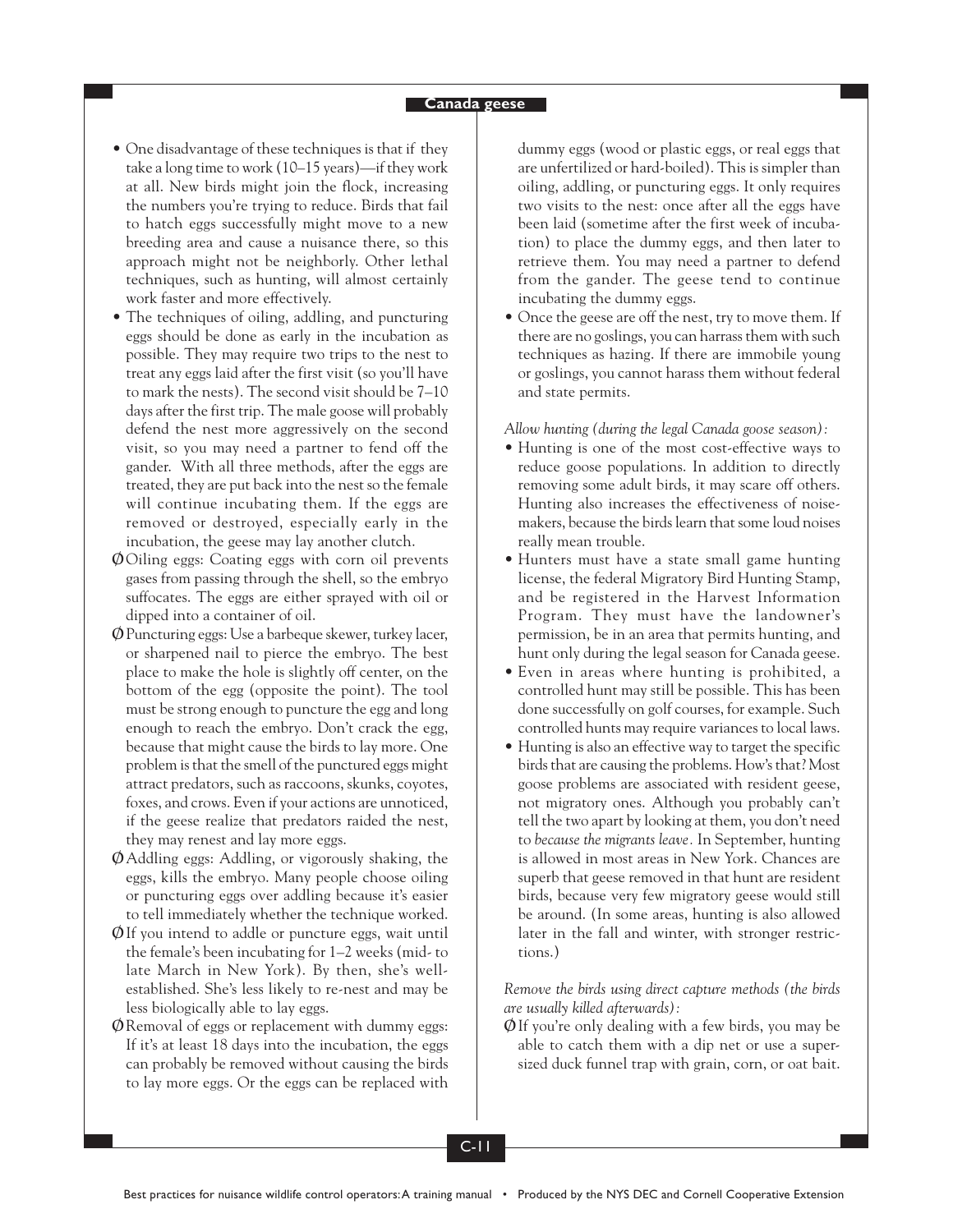- One disadvantage of these techniques is that if they take a long time to work (10–15 years)—if they work at all. New birds might join the flock, increasing the numbers you're trying to reduce. Birds that fail to hatch eggs successfully might move to a new breeding area and cause a nuisance there, so this approach might not be neighborly. Other lethal techniques, such as hunting, will almost certainly work faster and more effectively.
- The techniques of oiling, addling, and puncturing eggs should be done as early in the incubation as possible. They may require two trips to the nest to treat any eggs laid after the first visit (so you'll have to mark the nests). The second visit should be 7–10 days after the first trip. The male goose will probably defend the nest more aggressively on the second visit, so you may need a partner to fend off the gander. With all three methods, after the eggs are treated, they are put back into the nest so the female will continue incubating them. If the eggs are removed or destroyed, especially early in the incubation, the geese may lay another clutch.
  - Oiling eggs: Coating eggs with corn oil prevents gases from passing through the shell, so the embryo suffocates. The eggs are either sprayed with oil or dipped into a container of oil.
  - Puncturing eggs: Use a barbeque skewer, turkey lacer, or sharpened nail to pierce the embryo. The best place to make the hole is slightly off center, on the bottom of the egg (opposite the point). The tool must be strong enough to puncture the egg and long enough to reach the embryo. Don't crack the egg, because that might cause the birds to lay more. One problem is that the smell of the punctured eggs might attract predators, such as raccoons, skunks, coyotes, foxes, and crows. Even if your actions are unnoticed, if the geese realize that predators raided the nest, they may renest and lay more eggs.
  - Addling eggs: Addling, or vigorously shaking, the eggs, kills the embryo. Many people choose oiling or puncturing eggs over addling because it's easier to tell immediately whether the technique worked.
  - If you intend to addle or puncture eggs, wait until the female's been incubating for 1–2 weeks (mid- to late March in New York). By then, she's well-established. She's less likely to re-nest and may be less biologically able to lay eggs.
  - Removal of eggs or replacement with dummy eggs: If it's at least 18 days into the incubation, the eggs can probably be removed without causing the birds to lay more eggs. Or the eggs can be replaced with dummy eggs (wood or plastic eggs, or real eggs that are unfertilized or hard-boiled). This is simpler than oiling, addling, or puncturing eggs. It only requires two visits to the nest: once after all the eggs have been laid (sometime after the first week of incubation) to place the dummy eggs, and then later to retrieve them. You may need a partner to defend from the gander. The geese tend to continue incubating the dummy eggs.
- Once the geese are off the nest, try to move them. If there are no goslings, you can harrass them with such techniques as hazing. If there are immobile young or goslings, you cannot harass them without federal and state permits.

*Allow hunting (during the legal Canada goose season):*

- Hunting is one of the most cost-effective ways to reduce goose populations. In addition to directly removing some adult birds, it may scare off others. Hunting also increases the effectiveness of noise-makers, because the birds learn that some loud noises really mean trouble.
- Hunters must have a state small game hunting license, the federal Migratory Bird Hunting Stamp, and be registered in the Harvest Information Program. They must have the landowner's permission, be in an area that permits hunting, and hunt only during the legal season for Canada geese.
- Even in areas where hunting is prohibited, a controlled hunt may still be possible. This has been done successfully on golf courses, for example. Such controlled hunts may require variances to local laws.
- Hunting is also an effective way to target the specific birds that are causing the problems. How's that? Most goose problems are associated with resident geese, not migratory ones. Although you probably can't tell the two apart by looking at them, you don't need to *because the migrants leave*. In September, hunting is allowed in most areas in New York. Chances are superb that geese removed in that hunt are resident birds, because very few migratory geese would still be around. (In some areas, hunting is also allowed later in the fall and winter, with stronger restrictions.)

*Remove the birds using direct capture methods (the birds are usually killed afterwards):*

- If you're only dealing with a few birds, you may be able to catch them with a dip net or use a super-sized duck funnel trap with grain, corn, or oat bait.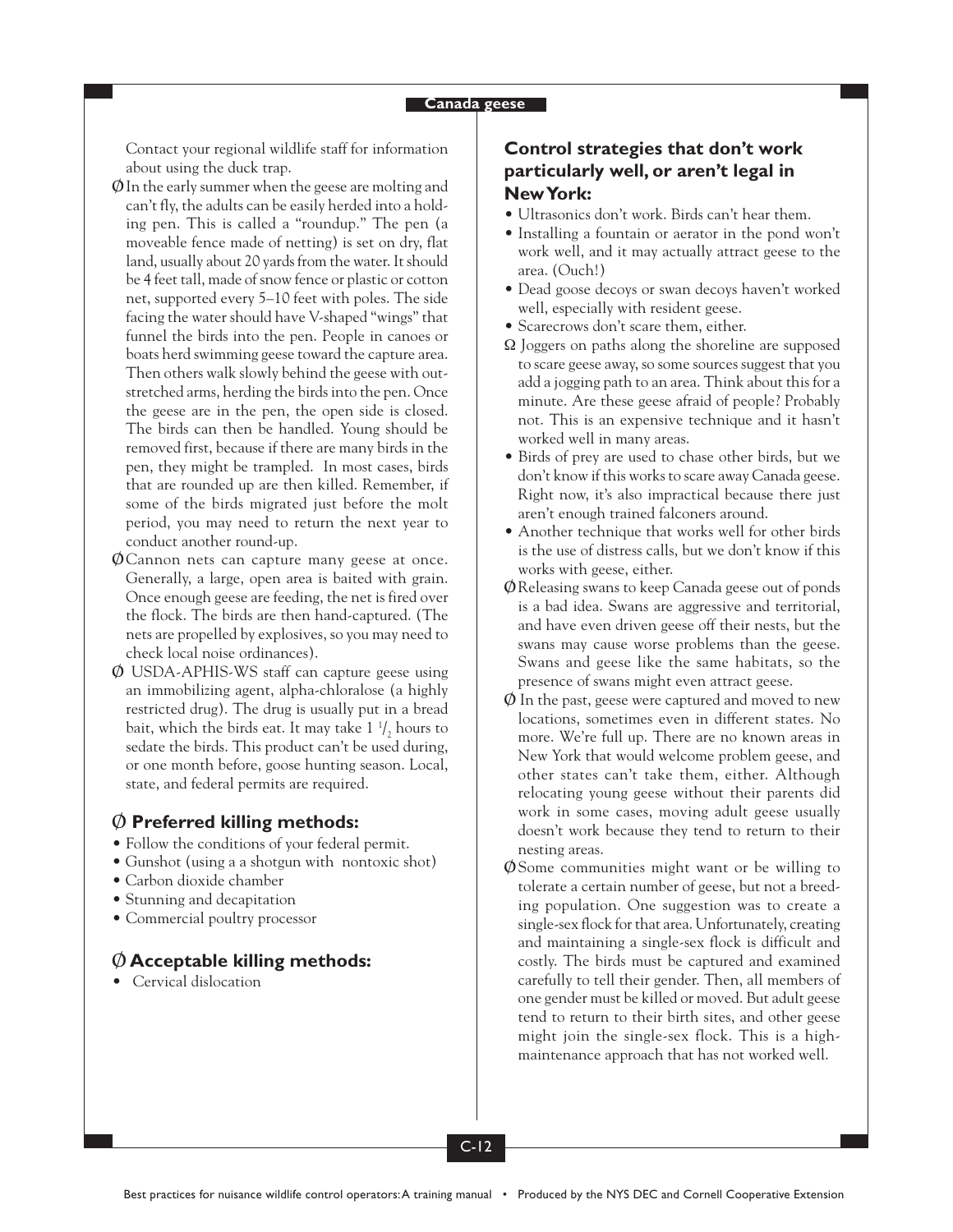Contact your regional wildlife staff for information about using the duck trap.

Ø In the early summer when the geese are molting and can't fly, the adults can be easily herded into a holding pen. This is called a "roundup." The pen (a moveable fence made of netting) is set on dry, flat land, usually about 20 yards from the water. It should be 4 feet tall, made of snow fence or plastic or cotton net, supported every 5–10 feet with poles. The side facing the water should have V-shaped "wings" that funnel the birds into the pen. People in canoes or boats herd swimming geese toward the capture area. Then others walk slowly behind the geese with outstretched arms, herding the birds into the pen. Once the geese are in the pen, the open side is closed. The birds can then be handled. Young should be removed first, because if there are many birds in the pen, they might be trampled. In most cases, birds that are rounded up are then killed. Remember, if some of the birds migrated just before the molt period, you may need to return the next year to conduct another round-up.

Ø Cannon nets can capture many geese at once. Generally, a large, open area is baited with grain. Once enough geese are feeding, the net is fired over the flock. The birds are then hand-captured. (The nets are propelled by explosives, so you may need to check local noise ordinances).

Ø USDA-APHIS-WS staff can capture geese using an immobilizing agent, alpha-chloralose (a highly restricted drug). The drug is usually put in a bread bait, which the birds eat. It may take 1 $^1/_2$ hours to sedate the birds. This product can't be used during, or one month before, goose hunting season. Local, state, and federal permits are required.

### Ø Preferred killing methods:

- Follow the conditions of your federal permit.
- Gunshot (using a a shotgun with nontoxic shot)
- Carbon dioxide chamber
- Stunning and decapitation
- Commercial poultry processor

### Ø Acceptable killing methods:

- Cervical dislocation

### Control strategies that don't work particularly well, or aren't legal in New York:

- Ultrasonics don't work. Birds can't hear them.
- Installing a fountain or aerator in the pond won't work well, and it may actually attract geese to the area. (Ouch!)
- Dead goose decoys or swan decoys haven't worked well, especially with resident geese.
- Scarecrows don't scare them, either.

Ω Joggers on paths along the shoreline are supposed to scare geese away, so some sources suggest that you add a jogging path to an area. Think about this for a minute. Are these geese afraid of people? Probably not. This is an expensive technique and it hasn't worked well in many areas.

- Birds of prey are used to chase other birds, but we don't know if this works to scare away Canada geese. Right now, it's also impractical because there just aren't enough trained falconers around.
- Another technique that works well for other birds is the use of distress calls, but we don't know if this works with geese, either.

Ø Releasing swans to keep Canada geese out of ponds is a bad idea. Swans are aggressive and territorial, and have even driven geese off their nests, but the swans may cause worse problems than the geese. Swans and geese like the same habitats, so the presence of swans might even attract geese.

Ø In the past, geese were captured and moved to new locations, sometimes even in different states. No more. We're full up. There are no known areas in New York that would welcome problem geese, and other states can't take them, either. Although relocating young geese without their parents did work in some cases, moving adult geese usually doesn't work because they tend to return to their nesting areas.

Ø Some communities might want or be willing to tolerate a certain number of geese, but not a breeding population. One suggestion was to create a single-sex flock for that area. Unfortunately, creating and maintaining a single-sex flock is difficult and costly. The birds must be captured and examined carefully to tell their gender. Then, all members of one gender must be killed or moved. But adult geese tend to return to their birth sites, and other geese might join the single-sex flock. This is a high-maintenance approach that has not worked well.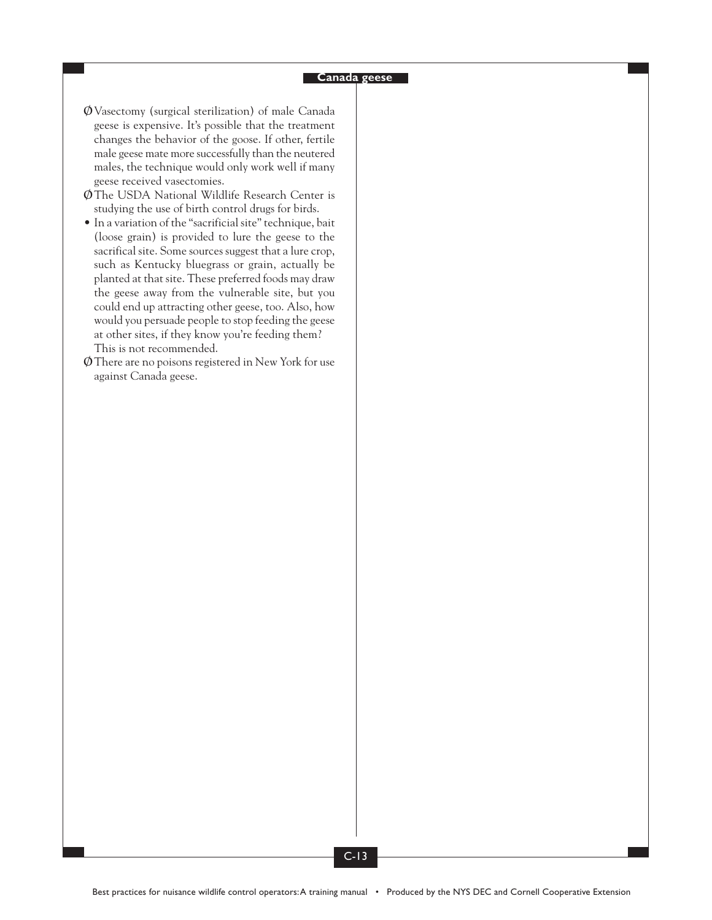- Ø Vasectomy (surgical sterilization) of male Canada geese is expensive. It's possible that the treatment changes the behavior of the goose. If other, fertile male geese mate more successfully than the neutered males, the technique would only work well if many geese received vasectomies.
- Ø The USDA National Wildlife Research Center is studying the use of birth control drugs for birds.
- In a variation of the "sacrificial site" technique, bait (loose grain) is provided to lure the geese to the sacrifical site. Some sources suggest that a lure crop, such as Kentucky bluegrass or grain, actually be planted at that site. These preferred foods may draw the geese away from the vulnerable site, but you could end up attracting other geese, too. Also, how would you persuade people to stop feeding the geese at other sites, if they know you're feeding them? This is not recommended.
- Ø There are no poisons registered in New York for use against Canada geese.